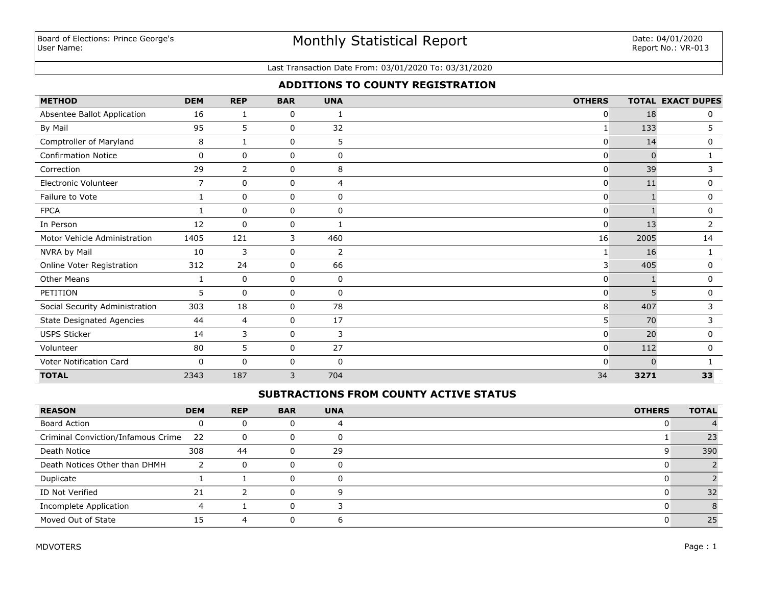Board of Elections: Prince George's
User Name:

# Monthly Statistical Report

Date: 04/01/2020
Report No.: VR-013

Last Transaction Date From: 03/01/2020 To: 03/31/2020

## ADDITIONS TO COUNTY REGISTRATION

| METHOD | DEM | REP | BAR | UNA | OTHERS | TOTAL | EXACT DUPES |
|---|---|---|---|---|---|---|---|
| Absentee Ballot Application | 16 | 1 | 0 | 1 | 0 | 18 | 0 |
| By Mail | 95 | 5 | 0 | 32 | 1 | 133 | 5 |
| Comptroller of Maryland | 8 | 1 | 0 | 5 | 0 | 14 | 0 |
| Confirmation Notice | 0 | 0 | 0 | 0 | 0 | 0 | 1 |
| Correction | 29 | 2 | 0 | 8 | 0 | 39 | 3 |
| Electronic Volunteer | 7 | 0 | 0 | 4 | 0 | 11 | 0 |
| Failure to Vote | 1 | 0 | 0 | 0 | 0 | 1 | 0 |
| FPCA | 1 | 0 | 0 | 0 | 0 | 1 | 0 |
| In Person | 12 | 0 | 0 | 1 | 0 | 13 | 2 |
| Motor Vehicle Administration | 1405 | 121 | 3 | 460 | 16 | 2005 | 14 |
| NVRA by Mail | 10 | 3 | 0 | 2 | 1 | 16 | 1 |
| Online Voter Registration | 312 | 24 | 0 | 66 | 3 | 405 | 0 |
| Other Means | 1 | 0 | 0 | 0 | 0 | 1 | 0 |
| PETITION | 5 | 0 | 0 | 0 | 0 | 5 | 0 |
| Social Security Administration | 303 | 18 | 0 | 78 | 8 | 407 | 3 |
| State Designated Agencies | 44 | 4 | 0 | 17 | 5 | 70 | 3 |
| USPS Sticker | 14 | 3 | 0 | 3 | 0 | 20 | 0 |
| Volunteer | 80 | 5 | 0 | 27 | 0 | 112 | 0 |
| Voter Notification Card | 0 | 0 | 0 | 0 | 0 | 0 | 1 |
| **TOTAL** | 2343 | 187 | 3 | 704 | 34 | **3271** | **33** |

## SUBTRACTIONS FROM COUNTY ACTIVE STATUS

| REASON | DEM | REP | BAR | UNA | OTHERS | TOTAL |
|---|---|---|---|---|---|---|
| Board Action | 0 | 0 | 0 | 4 | 0 | 4 |
| Criminal Conviction/Infamous Crime | 22 | 0 | 0 | 0 | 1 | 23 |
| Death Notice | 308 | 44 | 0 | 29 | 9 | 390 |
| Death Notices Other than DHMH | 2 | 0 | 0 | 0 | 0 | 2 |
| Duplicate | 1 | 1 | 0 | 0 | 0 | 2 |
| ID Not Verified | 21 | 2 | 0 | 9 | 0 | 32 |
| Incomplete Application | 4 | 1 | 0 | 3 | 0 | 8 |
| Moved Out of State | 15 | 4 | 0 | 6 | 0 | 25 |

MDVOTERS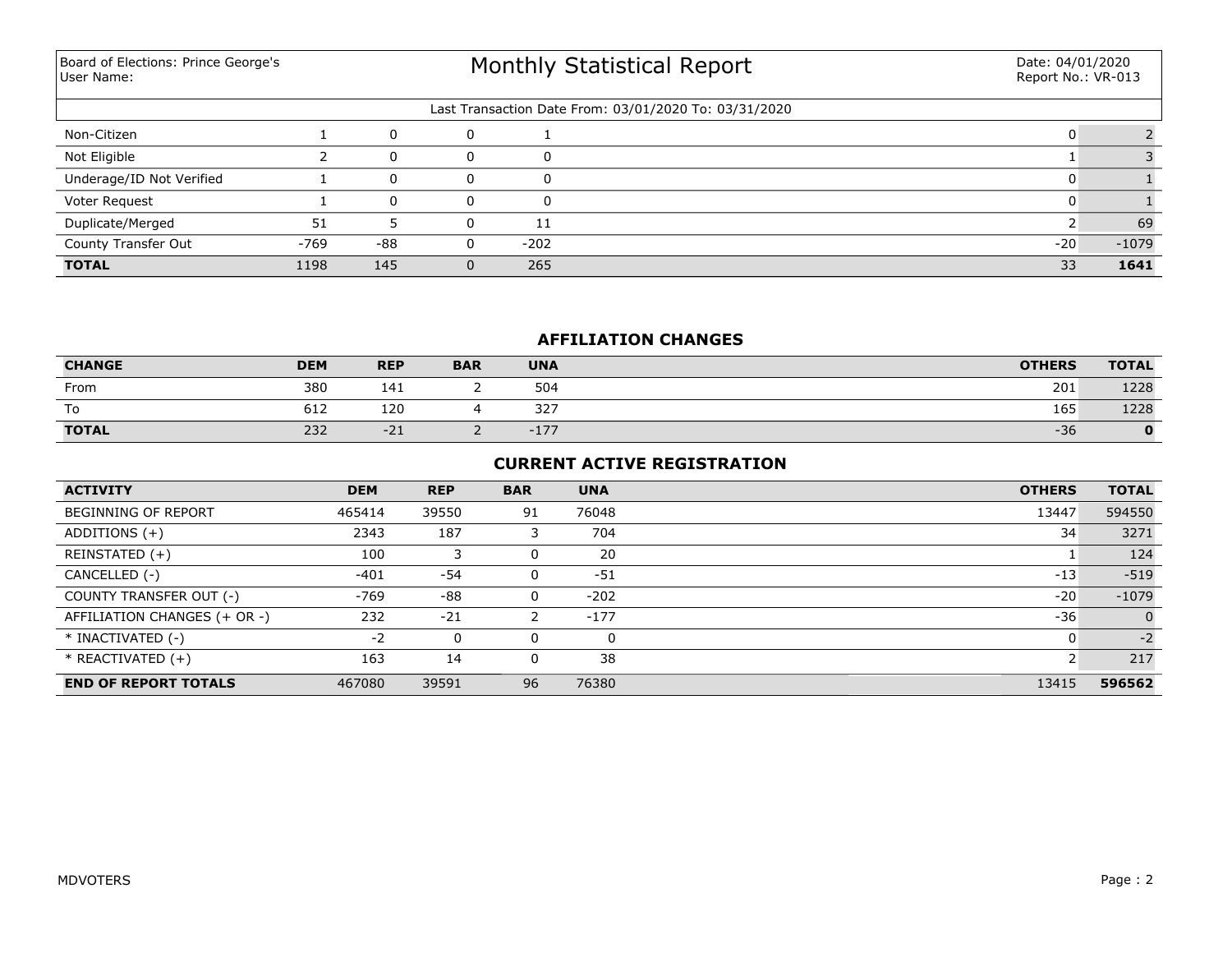Board of Elections: Prince George's
User Name:

# Monthly Statistical Report

Date: 04/01/2020
Report No.: VR-013

Last Transaction Date From: 03/01/2020 To: 03/31/2020

| | | | | | | |
|---|---|---|---|---|---|---|
| Non-Citizen | 1 | 0 | 0 | 1 | 0 | 2 |
| Not Eligible | 2 | 0 | 0 | 0 | 1 | 3 |
| Underage/ID Not Verified | 1 | 0 | 0 | 0 | 0 | 1 |
| Voter Request | 1 | 0 | 0 | 0 | 0 | 1 |
| Duplicate/Merged | 51 | 5 | 0 | 11 | 2 | 69 |
| County Transfer Out | -769 | -88 | 0 | -202 | -20 | -1079 |
| **TOTAL** | 1198 | 145 | 0 | 265 | 33 | **1641** |

## AFFILIATION CHANGES

| CHANGE | DEM | REP | BAR | UNA | OTHERS | TOTAL |
|---|---|---|---|---|---|---|
| From | 380 | 141 | 2 | 504 | 201 | 1228 |
| To | 612 | 120 | 4 | 327 | 165 | 1228 |
| **TOTAL** | 232 | -21 | 2 | -177 | -36 | **0** |

## CURRENT ACTIVE REGISTRATION

| ACTIVITY | DEM | REP | BAR | UNA | OTHERS | TOTAL |
|---|---|---|---|---|---|---|
| BEGINNING OF REPORT | 465414 | 39550 | 91 | 76048 | 13447 | 594550 |
| ADDITIONS (+) | 2343 | 187 | 3 | 704 | 34 | 3271 |
| REINSTATED (+) | 100 | 3 | 0 | 20 | 1 | 124 |
| CANCELLED (-) | -401 | -54 | 0 | -51 | -13 | -519 |
| COUNTY TRANSFER OUT (-) | -769 | -88 | 0 | -202 | -20 | -1079 |
| AFFILIATION CHANGES (+ OR -) | 232 | -21 | 2 | -177 | -36 | 0 |
| * INACTIVATED (-) | -2 | 0 | 0 | 0 | 0 | -2 |
| * REACTIVATED (+) | 163 | 14 | 0 | 38 | 2 | 217 |
| **END OF REPORT TOTALS** | 467080 | 39591 | 96 | 76380 | 13415 | **596562** |

MDVOTERS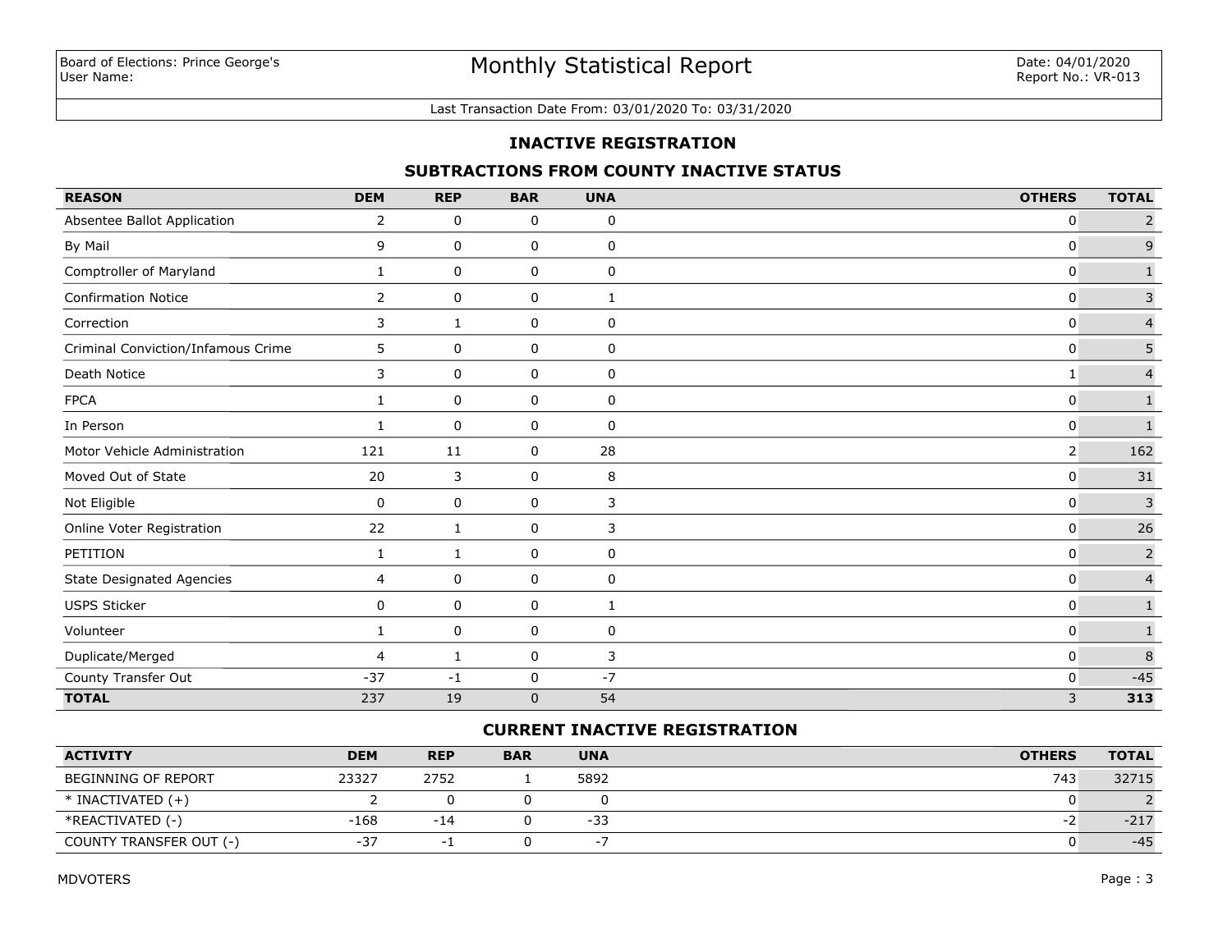Board of Elections: Prince George's
User Name:

# Monthly Statistical Report

Date: 04/01/2020
Report No.: VR-013

Last Transaction Date From: 03/01/2020 To: 03/31/2020

## INACTIVE REGISTRATION

### SUBTRACTIONS FROM COUNTY INACTIVE STATUS

| REASON | DEM | REP | BAR | UNA | OTHERS | TOTAL |
|---|---|---|---|---|---|---|
| Absentee Ballot Application | 2 | 0 | 0 | 0 | 0 | 2 |
| By Mail | 9 | 0 | 0 | 0 | 0 | 9 |
| Comptroller of Maryland | 1 | 0 | 0 | 0 | 0 | 1 |
| Confirmation Notice | 2 | 0 | 0 | 1 | 0 | 3 |
| Correction | 3 | 1 | 0 | 0 | 0 | 4 |
| Criminal Conviction/Infamous Crime | 5 | 0 | 0 | 0 | 0 | 5 |
| Death Notice | 3 | 0 | 0 | 0 | 1 | 4 |
| FPCA | 1 | 0 | 0 | 0 | 0 | 1 |
| In Person | 1 | 0 | 0 | 0 | 0 | 1 |
| Motor Vehicle Administration | 121 | 11 | 0 | 28 | 2 | 162 |
| Moved Out of State | 20 | 3 | 0 | 8 | 0 | 31 |
| Not Eligible | 0 | 0 | 0 | 3 | 0 | 3 |
| Online Voter Registration | 22 | 1 | 0 | 3 | 0 | 26 |
| PETITION | 1 | 1 | 0 | 0 | 0 | 2 |
| State Designated Agencies | 4 | 0 | 0 | 0 | 0 | 4 |
| USPS Sticker | 0 | 0 | 0 | 1 | 0 | 1 |
| Volunteer | 1 | 0 | 0 | 0 | 0 | 1 |
| Duplicate/Merged | 4 | 1 | 0 | 3 | 0 | 8 |
| County Transfer Out | -37 | -1 | 0 | -7 | 0 | -45 |
| **TOTAL** | 237 | 19 | 0 | 54 | 3 | **313** |

### CURRENT INACTIVE REGISTRATION

| ACTIVITY | DEM | REP | BAR | UNA | OTHERS | TOTAL |
|---|---|---|---|---|---|---|
| BEGINNING OF REPORT | 23327 | 2752 | 1 | 5892 | 743 | 32715 |
| * INACTIVATED (+) | 2 | 0 | 0 | 0 | 0 | 2 |
| *REACTIVATED (-) | -168 | -14 | 0 | -33 | -2 | -217 |
| COUNTY TRANSFER OUT (-) | -37 | -1 | 0 | -7 | 0 | -45 |

MDVOTERS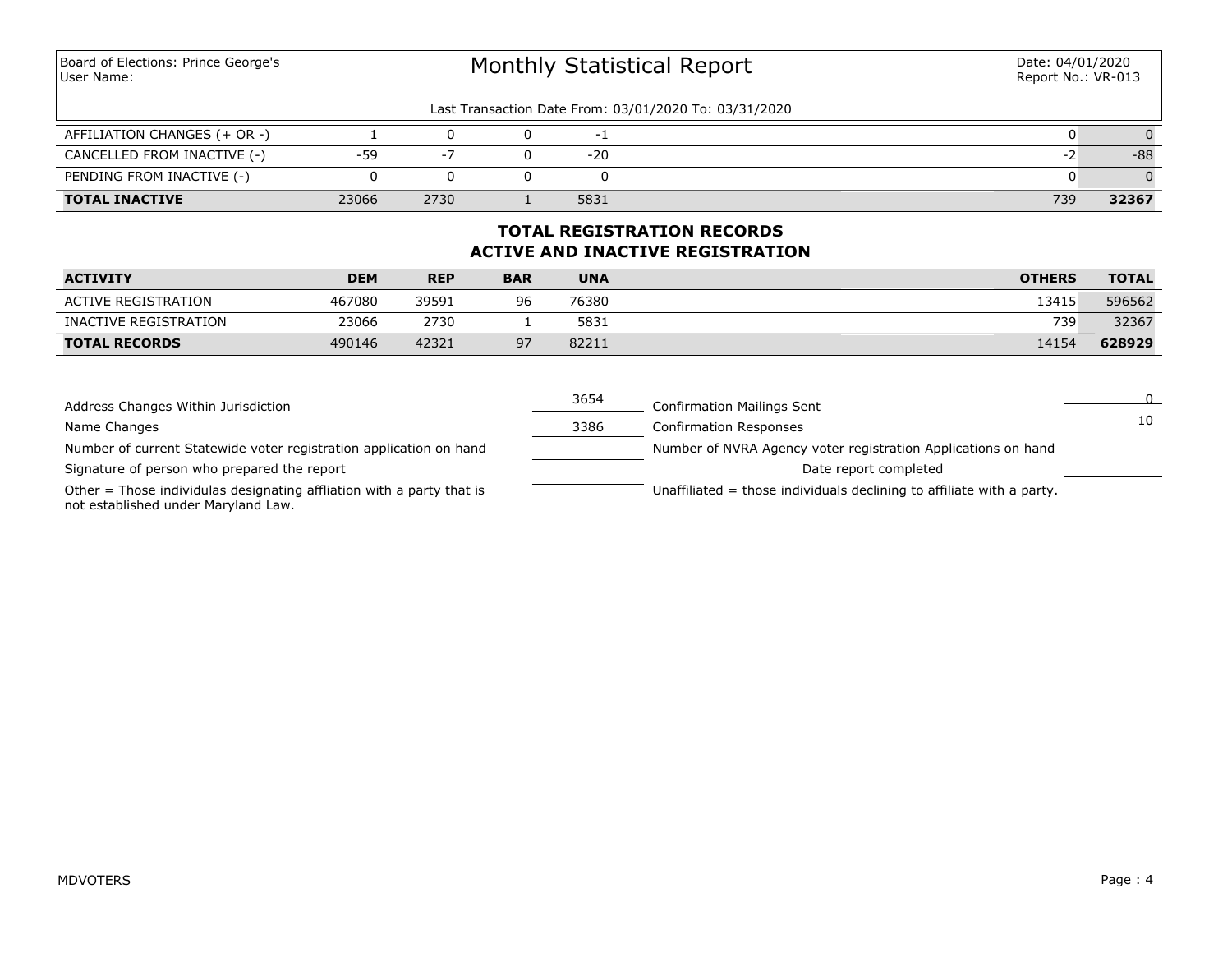Board of Elections: Prince George's
User Name:

# Monthly Statistical Report

Date: 04/01/2020
Report No.: VR-013

Last Transaction Date From: 03/01/2020 To: 03/31/2020

| | | | | | | |
|---|---|---|---|---|---|---|
| AFFILIATION CHANGES (+ OR -) | 1 | 0 | 0 | -1 | 0 | 0 |
| CANCELLED FROM INACTIVE (-) | -59 | -7 | 0 | -20 | -2 | -88 |
| PENDING FROM INACTIVE (-) | 0 | 0 | 0 | 0 | 0 | 0 |
| **TOTAL INACTIVE** | 23066 | 2730 | 1 | 5831 | 739 | **32367** |

## TOTAL REGISTRATION RECORDS
## ACTIVE AND INACTIVE REGISTRATION

| ACTIVITY | DEM | REP | BAR | UNA | OTHERS | TOTAL |
|---|---|---|---|---|---|---|
| ACTIVE REGISTRATION | 467080 | 39591 | 96 | 76380 | 13415 | 596562 |
| INACTIVE REGISTRATION | 23066 | 2730 | 1 | 5831 | 739 | 32367 |
| **TOTAL RECORDS** | 490146 | 42321 | 97 | 82211 | 14154 | **628929** |

Address Changes Within Jurisdiction: 3654

Name Changes: 3386

Number of current Statewide voter registration application on hand: ______

Signature of person who prepared the report: ______

Other = Those individulas designating affliation with a party that is not established under Maryland Law.

Confirmation Mailings Sent: 0

Confirmation Responses: 10

Number of NVRA Agency voter registration Applications on hand: ______

Date report completed: ______

Unaffiliated = those individuals declining to affiliate with a party.

MDVOTERS